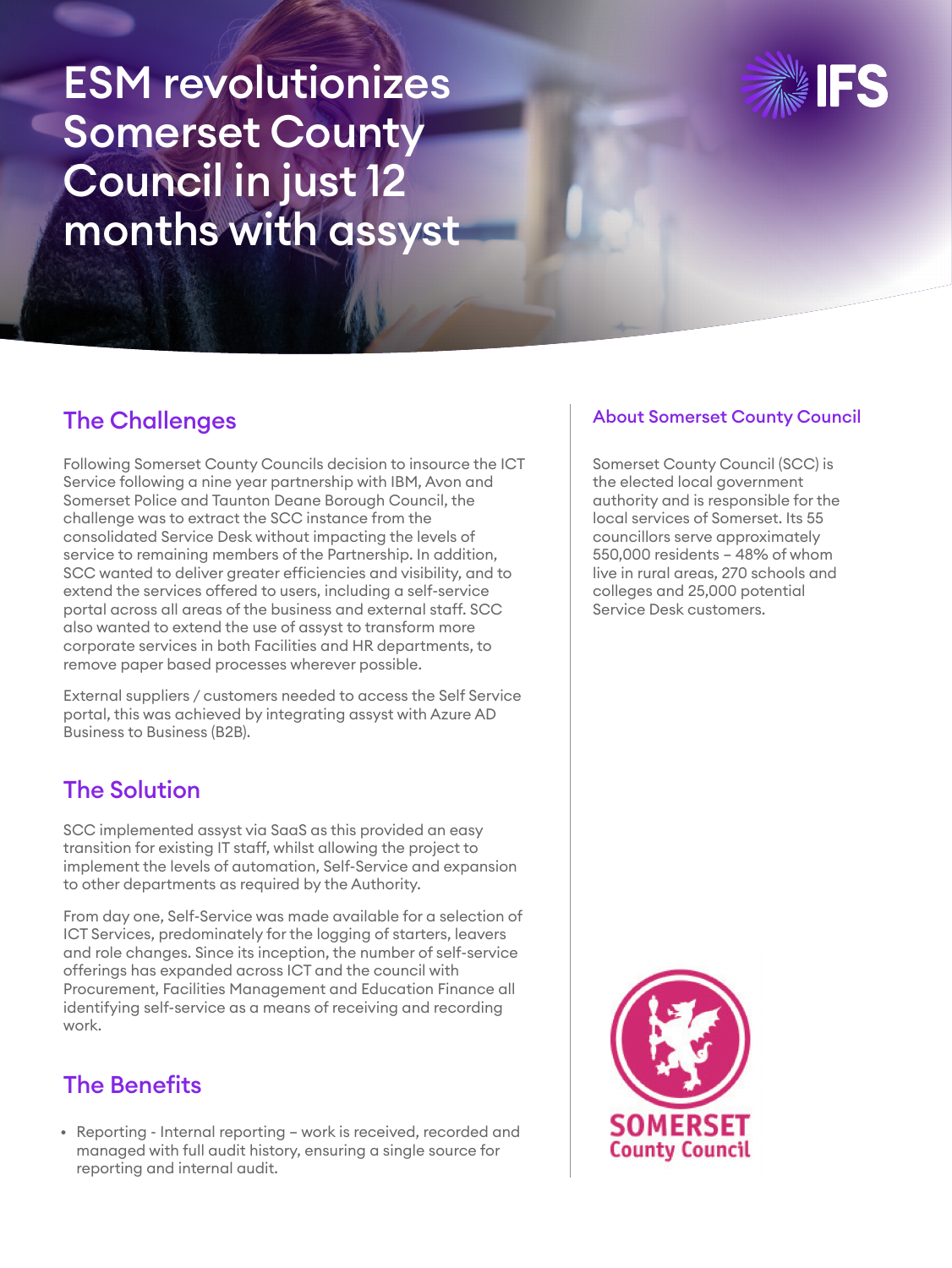# ESM revolutionizes Somerset County Council in just 12 months with assyst

## The Challenges

Following Somerset County Councils decision to insource the ICT Service following a nine year partnership with IBM, Avon and Somerset Police and Taunton Deane Borough Council, the challenge was to extract the SCC instance from the consolidated Service Desk without impacting the levels of service to remaining members of the Partnership. In addition, SCC wanted to deliver greater efficiencies and visibility, and to extend the services offered to users, including a self-service portal across all areas of the business and external staff. SCC also wanted to extend the use of assyst to transform more corporate services in both Facilities and HR departments, to remove paper based processes wherever possible.

External suppliers / customers needed to access the Self Service portal, this was achieved by integrating assyst with Azure AD Business to Business (B2B).

## The Solution

SCC implemented assyst via SaaS as this provided an easy transition for existing IT staff, whilst allowing the project to implement the levels of automation, Self-Service and expansion to other departments as required by the Authority.

From day one, Self-Service was made available for a selection of ICT Services, predominately for the logging of starters, leavers and role changes. Since its inception, the number of self-service offerings has expanded across ICT and the council with Procurement, Facilities Management and Education Finance all identifying self-service as a means of receiving and recording work.

## The Benefits

- Reporting - Internal reporting – work is received, recorded and managed with full audit history, ensuring a single source for reporting and internal audit.

### About Somerset County Council

Somerset County Council (SCC) is the elected local government authority and is responsible for the local services of Somerset. Its 55 councillors serve approximately 550,000 residents – 48% of whom live in rural areas, 270 schools and colleges and 25,000 potential Service Desk customers.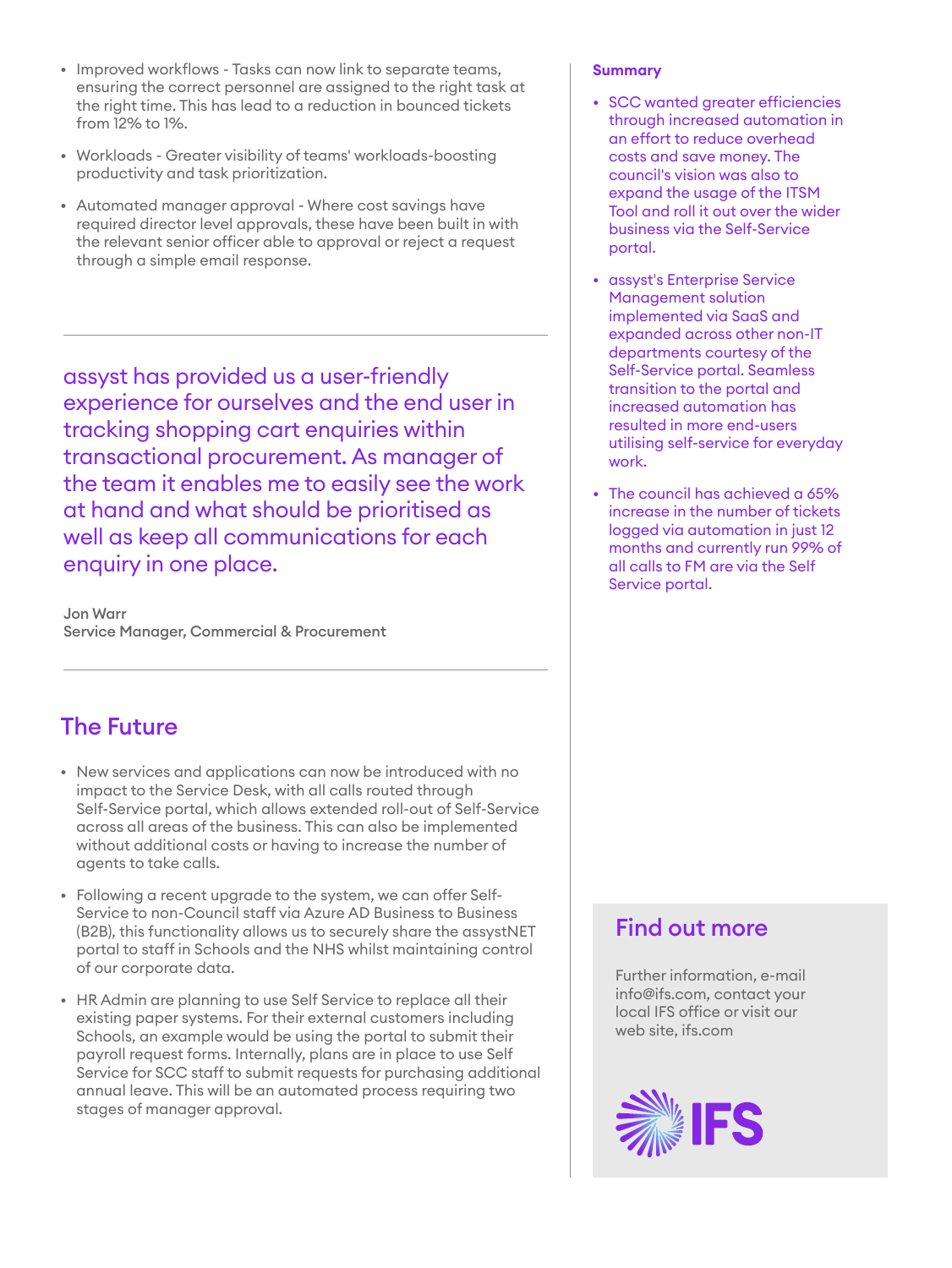- Improved workflows - Tasks can now link to separate teams, ensuring the correct personnel are assigned to the right task at the right time. This has lead to a reduction in bounced tickets from 12% to 1%.
- Workloads - Greater visibility of teams' workloads-boosting productivity and task prioritization.
- Automated manager approval - Where cost savings have required director level approvals, these have been built in with the relevant senior officer able to approval or reject a request through a simple email response.

---

assyst has provided us a user-friendly experience for ourselves and the end user in tracking shopping cart enquiries within transactional procurement. As manager of the team it enables me to easily see the work at hand and what should be prioritised as well as keep all communications for each enquiry in one place.

**Jon Warr**
**Service Manager, Commercial & Procurement**

---

## The Future

- New services and applications can now be introduced with no impact to the Service Desk, with all calls routed through Self-Service portal, which allows extended roll-out of Self-Service across all areas of the business. This can also be implemented without additional costs or having to increase the number of agents to take calls.
- Following a recent upgrade to the system, we can offer Self-Service to non-Council staff via Azure AD Business to Business (B2B), this functionality allows us to securely share the assystNET portal to staff in Schools and the NHS whilst maintaining control of our corporate data.
- HR Admin are planning to use Self Service to replace all their existing paper systems. For their external customers including Schools, an example would be using the portal to submit their payroll request forms. Internally, plans are in place to use Self Service for SCC staff to submit requests for purchasing additional annual leave. This will be an automated process requiring two stages of manager approval.

**Summary**

- SCC wanted greater efficiencies through increased automation in an effort to reduce overhead costs and save money. The council's vision was also to expand the usage of the ITSM Tool and roll it out over the wider business via the Self-Service portal.
- assyst's Enterprise Service Management solution implemented via SaaS and expanded across other non-IT departments courtesy of the Self-Service portal. Seamless transition to the portal and increased automation has resulted in more end-users utilising self-service for everyday work.
- The council has achieved a 65% increase in the number of tickets logged via automation in just 12 months and currently run 99% of all calls to FM are via the Self Service portal.

## Find out more

Further information, e-mail info@ifs.com, contact your local IFS office or visit our web site, ifs.com

IFS